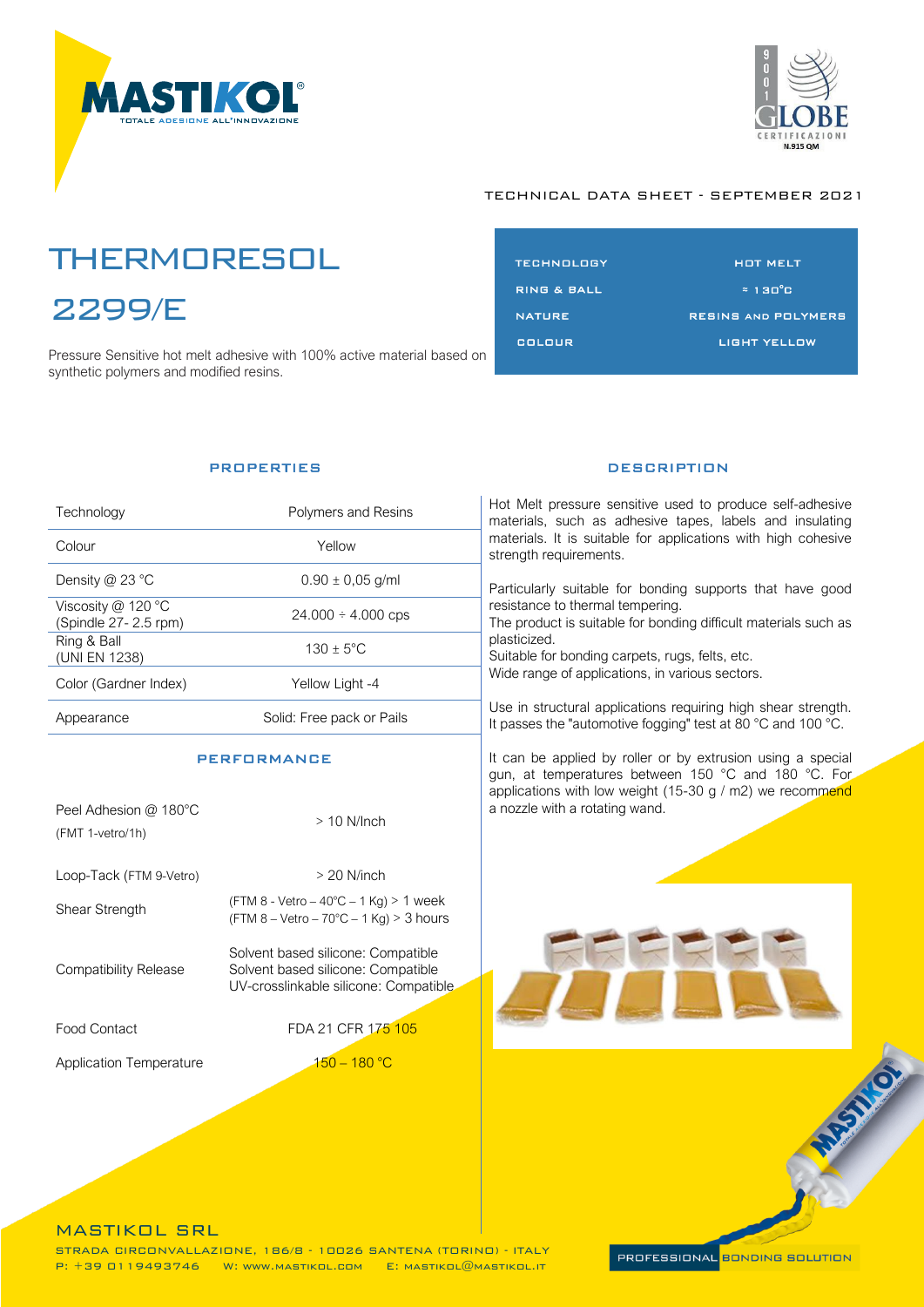MASTIKOL®
TOTALE ADESIONE ALL'INNOVAZIONE

9001 GLOBE CERTIFICAZIONI N.915 QM

TECHNICAL DATA SHEET - SEPTEMBER 2021

# THERMORESOL 2299/E

Pressure Sensitive hot melt adhesive with 100% active material based on synthetic polymers and modified resins.

| TECHNOLOGY | HOT MELT |
|---|---|
| RING & BALL | ≈ 130°C |
| NATURE | RESINS AND POLYMERS |
| COLOUR | LIGHT YELLOW |

## PROPERTIES

| Property | Value |
|---|---|
| Technology | Polymers and Resins |
| Colour | Yellow |
| Density @ 23 °C | 0.90 ± 0,05 g/ml |
| Viscosity @ 120 °C (Spindle 27- 2.5 rpm) | 24.000 ÷ 4.000 cps |
| Ring & Ball (UNI EN 1238) | 130 ± 5°C |
| Color (Gardner Index) | Yellow Light -4 |
| Appearance | Solid: Free pack or Pails |

## PERFORMANCE

| Property | Value |
|---|---|
| Peel Adhesion @ 180°C (FMT 1-vetro/1h) | > 10 N/Inch |
| Loop-Tack (FTM 9-Vetro) | > 20 N/inch |
| Shear Strength | (FTM 8 - Vetro – 40°C – 1 Kg) > 1 week<br>(FTM 8 – Vetro – 70°C – 1 Kg) > 3 hours |
| Compatibility Release | Solvent based silicone: Compatible<br>Solvent based silicone: Compatible<br>UV-crosslinkable silicone: Compatible |
| Food Contact | FDA 21 CFR 175 105 |
| Application Temperature | 150 – 180 °C |

## DESCRIPTION

Hot Melt pressure sensitive used to produce self-adhesive materials, such as adhesive tapes, labels and insulating materials. It is suitable for applications with high cohesive strength requirements.

Particularly suitable for bonding supports that have good resistance to thermal tempering.
The product is suitable for bonding difficult materials such as plasticized.
Suitable for bonding carpets, rugs, felts, etc.
Wide range of applications, in various sectors.

Use in structural applications requiring high shear strength. It passes the "automotive fogging" test at 80 °C and 100 °C.

It can be applied by roller or by extrusion using a special gun, at temperatures between 150 °C and 180 °C. For applications with low weight (15-30 g / m2) we recommend a nozzle with a rotating wand.

MASTIKOL SRL
STRADA CIRCONVALLAZIONE, 186/8 - 10026 SANTENA (TORINO) - ITALY
P: +39 0119493746 W: WWW.MASTIKOL.COM E: MASTIKOL@MASTIKOL.IT

PROFESSIONAL BONDING SOLUTION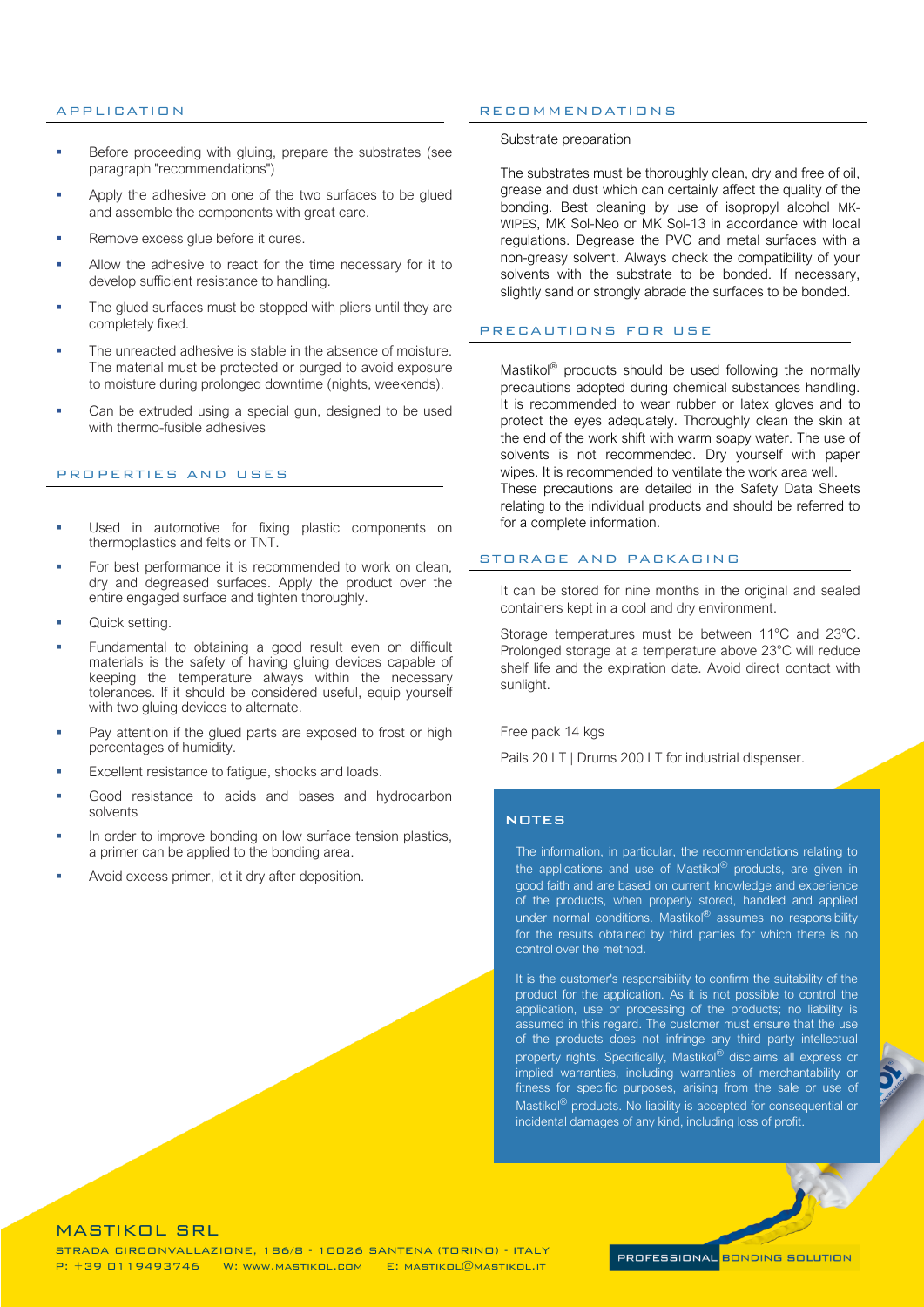## APPLICATION

- Before proceeding with gluing, prepare the substrates (see paragraph "recommendations")
- Apply the adhesive on one of the two surfaces to be glued and assemble the components with great care.
- Remove excess glue before it cures.
- Allow the adhesive to react for the time necessary for it to develop sufficient resistance to handling.
- The glued surfaces must be stopped with pliers until they are completely fixed.
- The unreacted adhesive is stable in the absence of moisture. The material must be protected or purged to avoid exposure to moisture during prolonged downtime (nights, weekends).
- Can be extruded using a special gun, designed to be used with thermo-fusible adhesives

## PROPERTIES AND USES

- Used in automotive for fixing plastic components on thermoplastics and felts or TNT.
- For best performance it is recommended to work on clean, dry and degreased surfaces. Apply the product over the entire engaged surface and tighten thoroughly.
- Quick setting.
- Fundamental to obtaining a good result even on difficult materials is the safety of having gluing devices capable of keeping the temperature always within the necessary tolerances. If it should be considered useful, equip yourself with two gluing devices to alternate.
- Pay attention if the glued parts are exposed to frost or high percentages of humidity.
- Excellent resistance to fatigue, shocks and loads.
- Good resistance to acids and bases and hydrocarbon solvents
- In order to improve bonding on low surface tension plastics, a primer can be applied to the bonding area.
- Avoid excess primer, let it dry after deposition.

## RECOMMENDATIONS

Substrate preparation

The substrates must be thoroughly clean, dry and free of oil, grease and dust which can certainly affect the quality of the bonding. Best cleaning by use of isopropyl alcohol MK-WIPES, MK Sol-Neo or MK Sol-13 in accordance with local regulations. Degrease the PVC and metal surfaces with a non-greasy solvent. Always check the compatibility of your solvents with the substrate to be bonded. If necessary, slightly sand or strongly abrade the surfaces to be bonded.

## PRECAUTIONS FOR USE

Mastikol® products should be used following the normally precautions adopted during chemical substances handling. It is recommended to wear rubber or latex gloves and to protect the eyes adequately. Thoroughly clean the skin at the end of the work shift with warm soapy water. The use of solvents is not recommended. Dry yourself with paper wipes. It is recommended to ventilate the work area well.
These precautions are detailed in the Safety Data Sheets relating to the individual products and should be referred to for a complete information.

## STORAGE AND PACKAGING

It can be stored for nine months in the original and sealed containers kept in a cool and dry environment.

Storage temperatures must be between 11°C and 23°C. Prolonged storage at a temperature above 23°C will reduce shelf life and the expiration date. Avoid direct contact with sunlight.

Free pack 14 kgs

Pails 20 LT | Drums 200 LT for industrial dispenser.

## NOTES

The information, in particular, the recommendations relating to the applications and use of Mastikol® products, are given in good faith and are based on current knowledge and experience of the products, when properly stored, handled and applied under normal conditions. Mastikol® assumes no responsibility for the results obtained by third parties for which there is no control over the method.

It is the customer's responsibility to confirm the suitability of the product for the application. As it is not possible to control the application, use or processing of the products; no liability is assumed in this regard. The customer must ensure that the use of the products does not infringe any third party intellectual property rights. Specifically, Mastikol® disclaims all express or implied warranties, including warranties of merchantability or fitness for specific purposes, arising from the sale or use of Mastikol® products. No liability is accepted for consequential or incidental damages of any kind, including loss of profit.

MASTIKOL SRL
STRADA CIRCONVALLAZIONE, 186/8 - 10026 SANTENA (TORINO) - ITALY
P: +39 0119493746 W: www.mastikol.com E: mastikol@mastikol.it

PROFESSIONAL BONDING SOLUTION